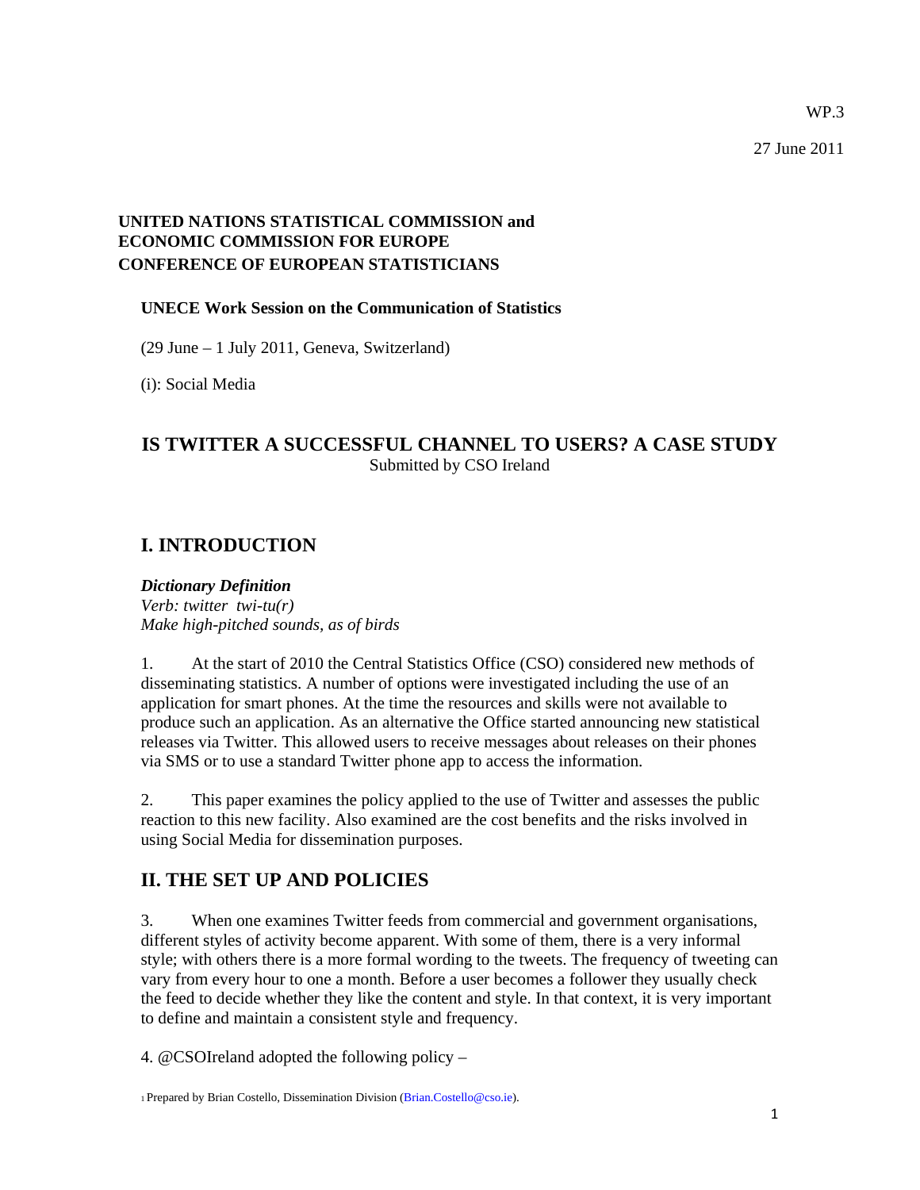WP.3

27 June 2011

**UNITED NATIONS STATISTICAL COMMISSION and ECONOMIC COMMISSION FOR EUROPE**
**CONFERENCE OF EUROPEAN STATISTICIANS**

**UNECE Work Session on the Communication of Statistics**

(29 June – 1 July 2011, Geneva, Switzerland)

(i): Social Media

# IS TWITTER A SUCCESSFUL CHANNEL TO USERS? A CASE STUDY

Submitted by CSO Ireland

## I. INTRODUCTION

***Dictionary Definition***
*Verb: twitter twi-tu(r)*
*Make high-pitched sounds, as of birds*

1. At the start of 2010 the Central Statistics Office (CSO) considered new methods of disseminating statistics. A number of options were investigated including the use of an application for smart phones. At the time the resources and skills were not available to produce such an application. As an alternative the Office started announcing new statistical releases via Twitter. This allowed users to receive messages about releases on their phones via SMS or to use a standard Twitter phone app to access the information.

2. This paper examines the policy applied to the use of Twitter and assesses the public reaction to this new facility. Also examined are the cost benefits and the risks involved in using Social Media for dissemination purposes.

## II. THE SET UP AND POLICIES

3. When one examines Twitter feeds from commercial and government organisations, different styles of activity become apparent. With some of them, there is a very informal style; with others there is a more formal wording to the tweets. The frequency of tweeting can vary from every hour to one a month. Before a user becomes a follower they usually check the feed to decide whether they like the content and style. In that context, it is very important to define and maintain a consistent style and frequency.

4. @CSOIreland adopted the following policy –

[1] Prepared by Brian Costello, Dissemination Division (Brian.Costello@cso.ie).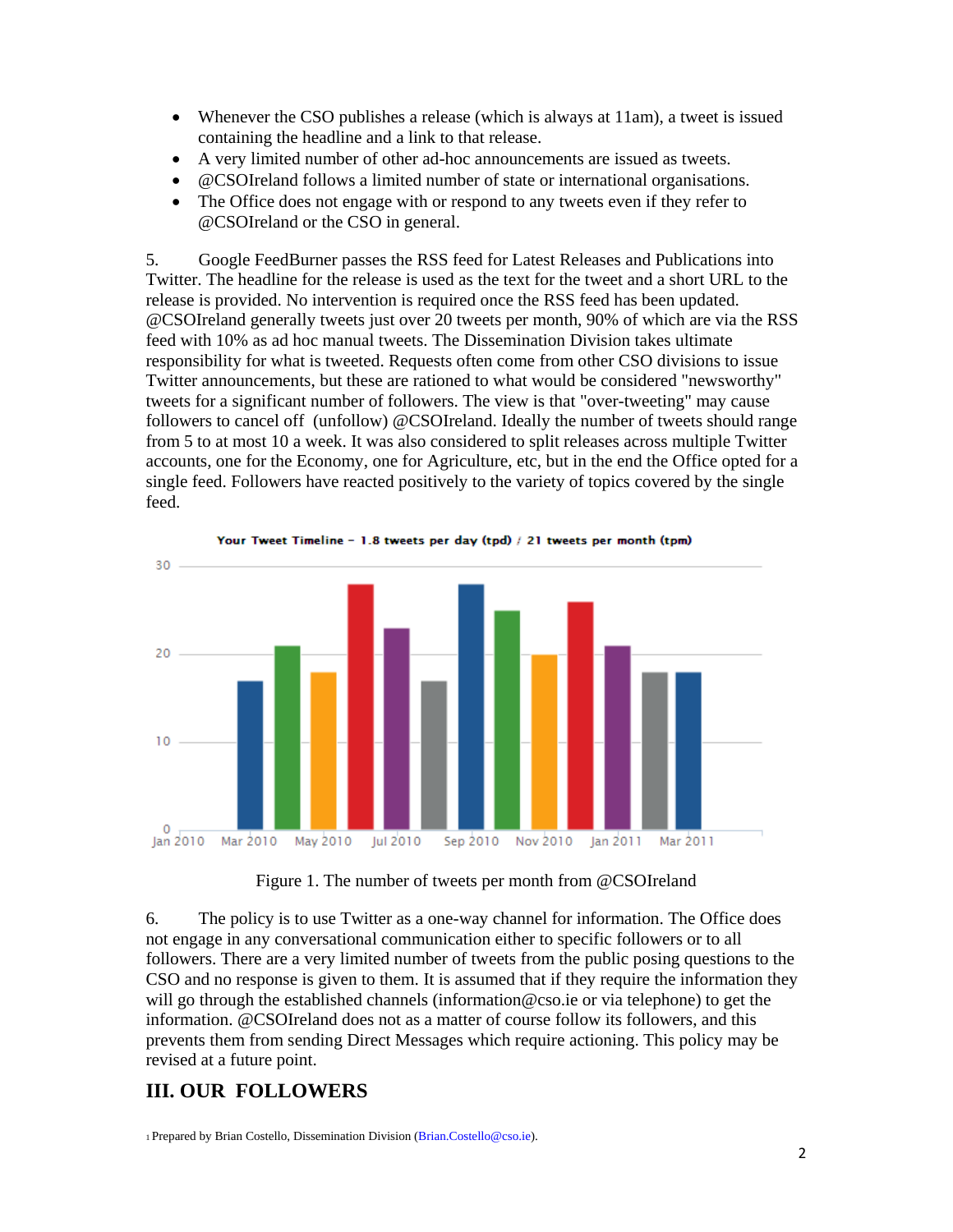- Whenever the CSO publishes a release (which is always at 11am), a tweet is issued containing the headline and a link to that release.
- A very limited number of other ad-hoc announcements are issued as tweets.
- @CSOIreland follows a limited number of state or international organisations.
- The Office does not engage with or respond to any tweets even if they refer to @CSOIreland or the CSO in general.

5. Google FeedBurner passes the RSS feed for Latest Releases and Publications into Twitter. The headline for the release is used as the text for the tweet and a short URL to the release is provided. No intervention is required once the RSS feed has been updated. @CSOIreland generally tweets just over 20 tweets per month, 90% of which are via the RSS feed with 10% as ad hoc manual tweets. The Dissemination Division takes ultimate responsibility for what is tweeted. Requests often come from other CSO divisions to issue Twitter announcements, but these are rationed to what would be considered "newsworthy" tweets for a significant number of followers. The view is that "over-tweeting" may cause followers to cancel off (unfollow) @CSOIreland. Ideally the number of tweets should range from 5 to at most 10 a week. It was also considered to split releases across multiple Twitter accounts, one for the Economy, one for Agriculture, etc, but in the end the Office opted for a single feed. Followers have reacted positively to the variety of topics covered by the single feed.

Figure 1. The number of tweets per month from @CSOIreland

6. The policy is to use Twitter as a one-way channel for information. The Office does not engage in any conversational communication either to specific followers or to all followers. There are a very limited number of tweets from the public posing questions to the CSO and no response is given to them. It is assumed that if they require the information they will go through the established channels (information@cso.ie or via telephone) to get the information. @CSOIreland does not as a matter of course follow its followers, and this prevents them from sending Direct Messages which require actioning. This policy may be revised at a future point.

## III. OUR FOLLOWERS

[1] Prepared by Brian Costello, Dissemination Division (Brian.Costello@cso.ie).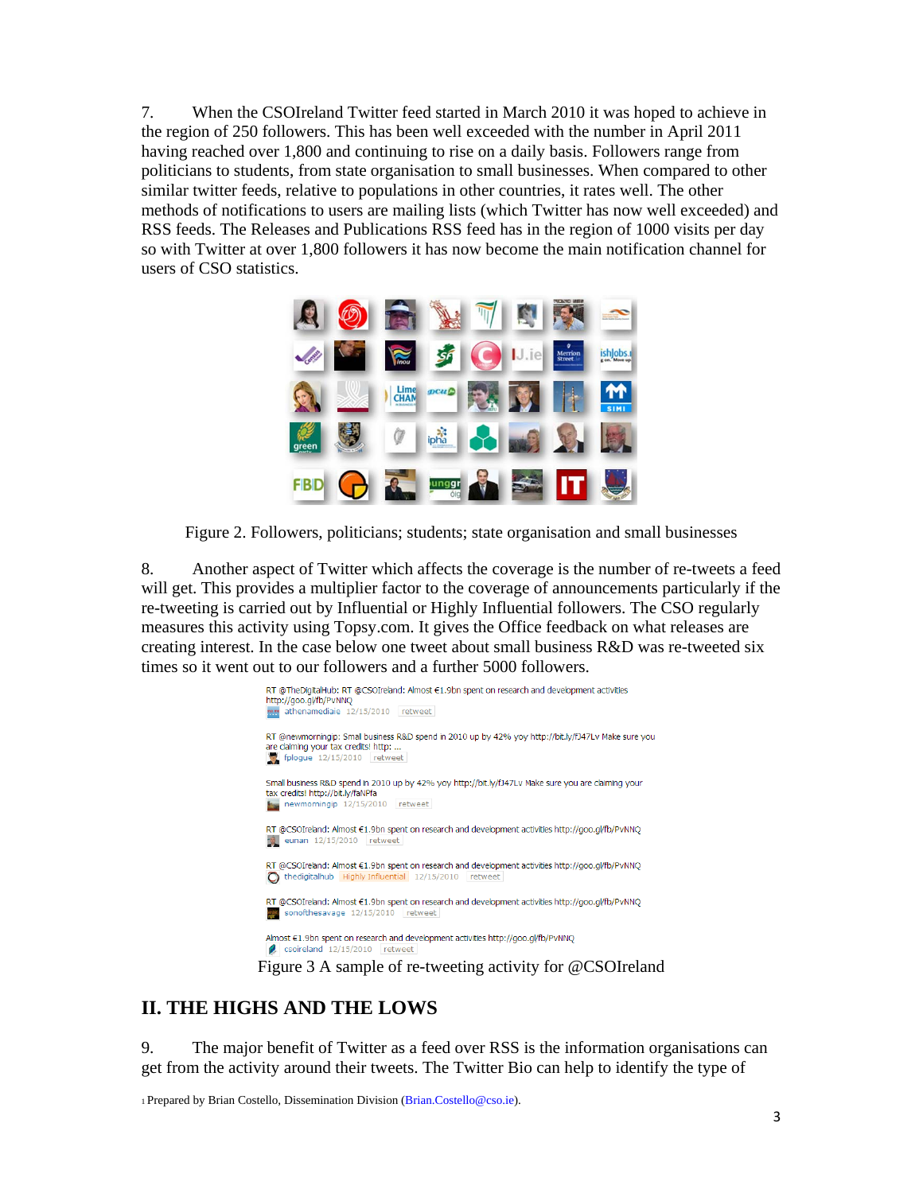7. When the CSOIreland Twitter feed started in March 2010 it was hoped to achieve in the region of 250 followers. This has been well exceeded with the number in April 2011 having reached over 1,800 and continuing to rise on a daily basis. Followers range from politicians to students, from state organisation to small businesses. When compared to other similar twitter feeds, relative to populations in other countries, it rates well. The other methods of notifications to users are mailing lists (which Twitter has now well exceeded) and RSS feeds. The Releases and Publications RSS feed has in the region of 1000 visits per day so with Twitter at over 1,800 followers it has now become the main notification channel for users of CSO statistics.

Figure 2. Followers, politicians; students; state organisation and small businesses

8. Another aspect of Twitter which affects the coverage is the number of re-tweets a feed will get. This provides a multiplier factor to the coverage of announcements particularly if the re-tweeting is carried out by Influential or Highly Influential followers. The CSO regularly measures this activity using Topsy.com. It gives the Office feedback on what releases are creating interest. In the case below one tweet about small business R&D was re-tweeted six times so it went out to our followers and a further 5000 followers.

Figure 3 A sample of re-tweeting activity for @CSOIreland

## II. THE HIGHS AND THE LOWS

9. The major benefit of Twitter as a feed over RSS is the information organisations can get from the activity around their tweets. The Twitter Bio can help to identify the type of

[1] Prepared by Brian Costello, Dissemination Division (Brian.Costello@cso.ie).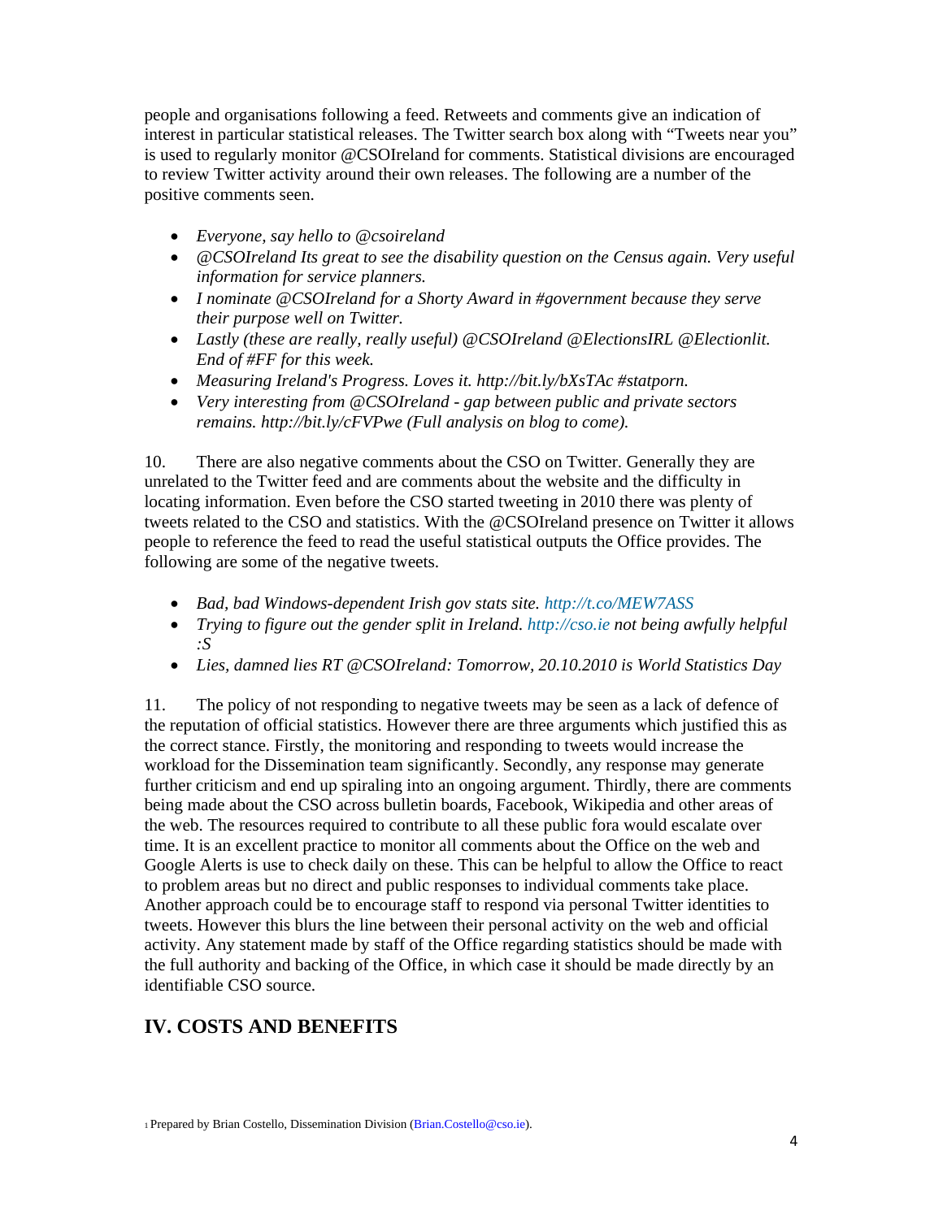people and organisations following a feed. Retweets and comments give an indication of interest in particular statistical releases. The Twitter search box along with "Tweets near you" is used to regularly monitor @CSOIreland for comments. Statistical divisions are encouraged to review Twitter activity around their own releases. The following are a number of the positive comments seen.

- *Everyone, say hello to @csoireland*
- *@CSOIreland Its great to see the disability question on the Census again. Very useful information for service planners.*
- *I nominate @CSOIreland for a Shorty Award in #government because they serve their purpose well on Twitter.*
- *Lastly (these are really, really useful) @CSOIreland @ElectionsIRL @Electionlit. End of #FF for this week.*
- *Measuring Ireland's Progress. Loves it. http://bit.ly/bXsTAc #statporn.*
- *Very interesting from @CSOIreland - gap between public and private sectors remains. http://bit.ly/cFVPwe (Full analysis on blog to come).*

10. There are also negative comments about the CSO on Twitter. Generally they are unrelated to the Twitter feed and are comments about the website and the difficulty in locating information. Even before the CSO started tweeting in 2010 there was plenty of tweets related to the CSO and statistics. With the @CSOIreland presence on Twitter it allows people to reference the feed to read the useful statistical outputs the Office provides. The following are some of the negative tweets.

- *Bad, bad Windows-dependent Irish gov stats site. http://t.co/MEW7ASS*
- *Trying to figure out the gender split in Ireland. http://cso.ie not being awfully helpful :S*
- *Lies, damned lies RT @CSOIreland: Tomorrow, 20.10.2010 is World Statistics Day*

11. The policy of not responding to negative tweets may be seen as a lack of defence of the reputation of official statistics. However there are three arguments which justified this as the correct stance. Firstly, the monitoring and responding to tweets would increase the workload for the Dissemination team significantly. Secondly, any response may generate further criticism and end up spiraling into an ongoing argument. Thirdly, there are comments being made about the CSO across bulletin boards, Facebook, Wikipedia and other areas of the web. The resources required to contribute to all these public fora would escalate over time. It is an excellent practice to monitor all comments about the Office on the web and Google Alerts is use to check daily on these. This can be helpful to allow the Office to react to problem areas but no direct and public responses to individual comments take place. Another approach could be to encourage staff to respond via personal Twitter identities to tweets. However this blurs the line between their personal activity on the web and official activity. Any statement made by staff of the Office regarding statistics should be made with the full authority and backing of the Office, in which case it should be made directly by an identifiable CSO source.

## IV. COSTS AND BENEFITS

[1] Prepared by Brian Costello, Dissemination Division (Brian.Costello@cso.ie).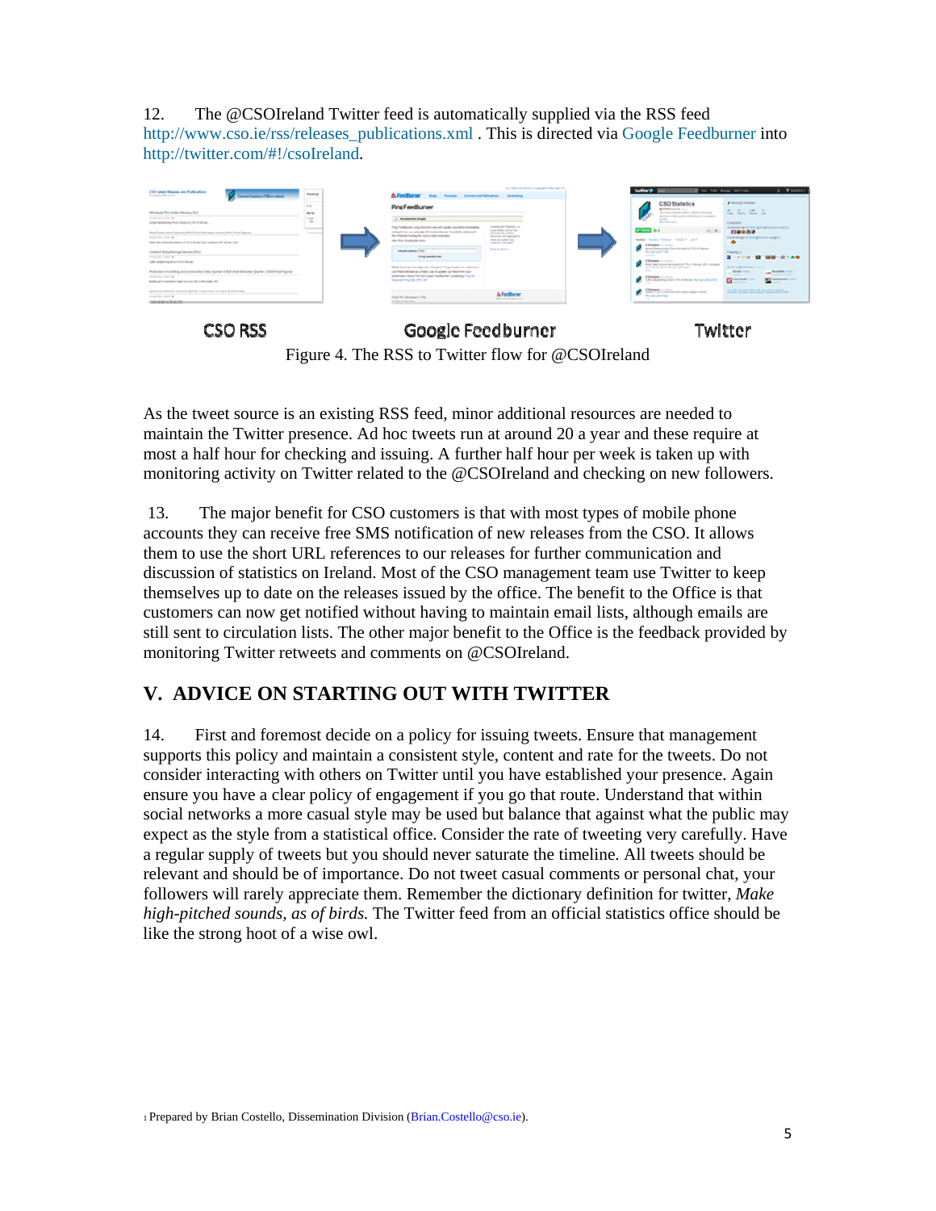12. The @CSOIreland Twitter feed is automatically supplied via the RSS feed http://www.cso.ie/rss/releases_publications.xml . This is directed via Google Feedburner into http://twitter.com/#!/csoIreland.

CSO RSS

Google Feedburner

Twitter

Figure 4. The RSS to Twitter flow for @CSOIreland

As the tweet source is an existing RSS feed, minor additional resources are needed to maintain the Twitter presence. Ad hoc tweets run at around 20 a year and these require at most a half hour for checking and issuing. A further half hour per week is taken up with monitoring activity on Twitter related to the @CSOIreland and checking on new followers.

13. The major benefit for CSO customers is that with most types of mobile phone accounts they can receive free SMS notification of new releases from the CSO. It allows them to use the short URL references to our releases for further communication and discussion of statistics on Ireland. Most of the CSO management team use Twitter to keep themselves up to date on the releases issued by the office. The benefit to the Office is that customers can now get notified without having to maintain email lists, although emails are still sent to circulation lists. The other major benefit to the Office is the feedback provided by monitoring Twitter retweets and comments on @CSOIreland.

## V. ADVICE ON STARTING OUT WITH TWITTER

14. First and foremost decide on a policy for issuing tweets. Ensure that management supports this policy and maintain a consistent style, content and rate for the tweets. Do not consider interacting with others on Twitter until you have established your presence. Again ensure you have a clear policy of engagement if you go that route. Understand that within social networks a more casual style may be used but balance that against what the public may expect as the style from a statistical office. Consider the rate of tweeting very carefully. Have a regular supply of tweets but you should never saturate the timeline. All tweets should be relevant and should be of importance. Do not tweet casual comments or personal chat, your followers will rarely appreciate them. Remember the dictionary definition for twitter, *Make high-pitched sounds, as of birds.* The Twitter feed from an official statistics office should be like the strong hoot of a wise owl.

[1] Prepared by Brian Costello, Dissemination Division (Brian.Costello@cso.ie).